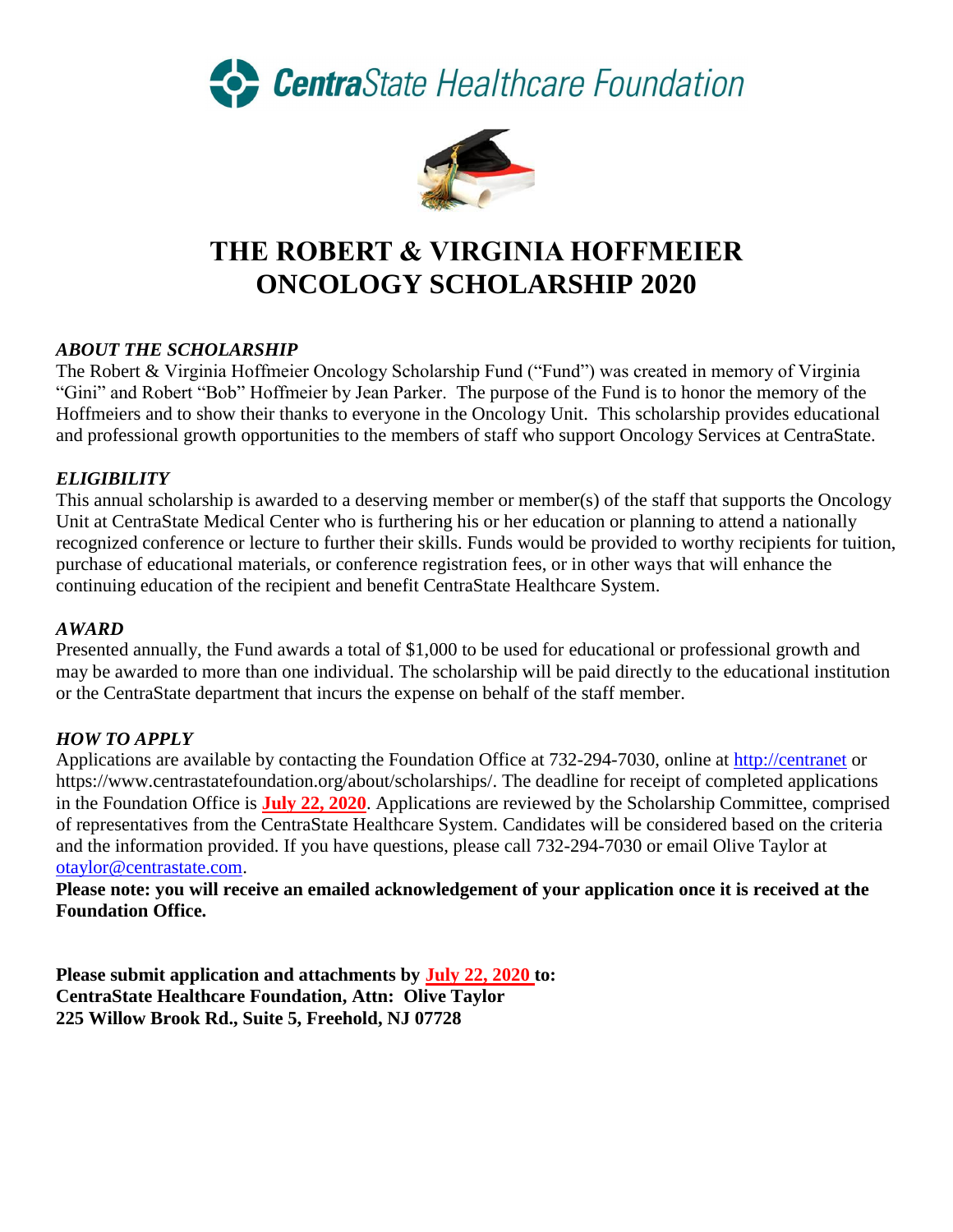**CentraState Healthcare Foundation**

# THE ROBERT & VIRGINIA HOFFMEIER ONCOLOGY SCHOLARSHIP 2020

### *ABOUT THE SCHOLARSHIP*

The Robert & Virginia Hoffmeier Oncology Scholarship Fund ("Fund") was created in memory of Virginia "Gini" and Robert "Bob" Hoffmeier by Jean Parker. The purpose of the Fund is to honor the memory of the Hoffmeiers and to show their thanks to everyone in the Oncology Unit. This scholarship provides educational and professional growth opportunities to the members of staff who support Oncology Services at CentraState.

### *ELIGIBILITY*

This annual scholarship is awarded to a deserving member or member(s) of the staff that supports the Oncology Unit at CentraState Medical Center who is furthering his or her education or planning to attend a nationally recognized conference or lecture to further their skills. Funds would be provided to worthy recipients for tuition, purchase of educational materials, or conference registration fees, or in other ways that will enhance the continuing education of the recipient and benefit CentraState Healthcare System.

### *AWARD*

Presented annually, the Fund awards a total of $1,000 to be used for educational or professional growth and may be awarded to more than one individual. The scholarship will be paid directly to the educational institution or the CentraState department that incurs the expense on behalf of the staff member.

### *HOW TO APPLY*

Applications are available by contacting the Foundation Office at 732-294-7030, online at [http://centranet](http://centranet) or https://www.centrastatefoundation.org/about/scholarships/. The deadline for receipt of completed applications in the Foundation Office is **July 22, 2020**. Applications are reviewed by the Scholarship Committee, comprised of representatives from the CentraState Healthcare System. Candidates will be considered based on the criteria and the information provided. If you have questions, please call 732-294-7030 or email Olive Taylor at [otaylor@centrastate.com](mailto:otaylor@centrastate.com).

**Please note: you will receive an emailed acknowledgement of your application once it is received at the Foundation Office.**

**Please submit application and attachments by July 22, 2020 to:**
**CentraState Healthcare Foundation, Attn: Olive Taylor**
**225 Willow Brook Rd., Suite 5, Freehold, NJ 07728**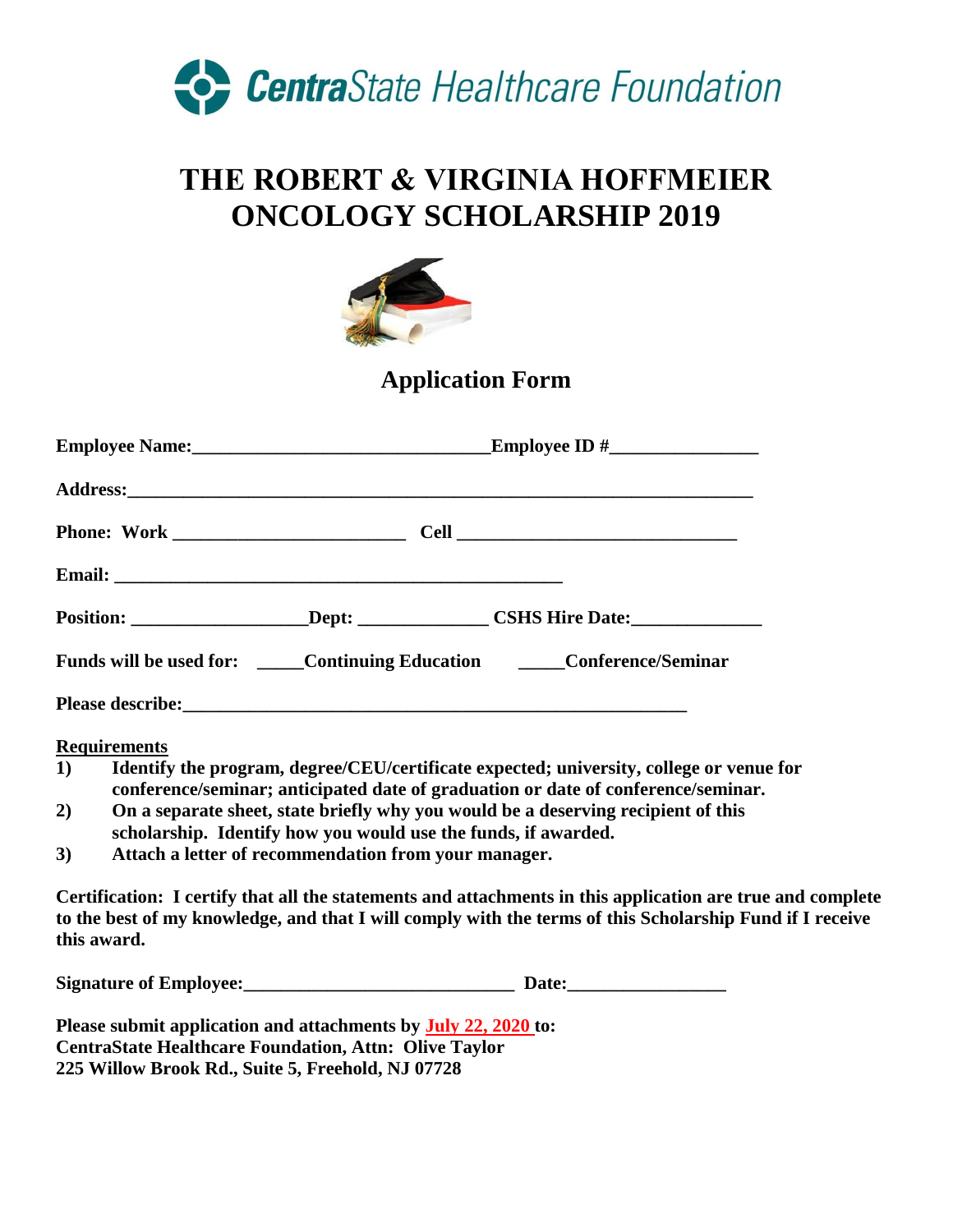CentraState Healthcare Foundation

# THE ROBERT & VIRGINIA HOFFMEIER ONCOLOGY SCHOLARSHIP 2019

## Application Form

**Employee Name:________________________________Employee ID #________________**

**Address:___________________________________________________________________**

**Phone: Work _________________________ Cell ______________________________**

**Email: _________________________________________________**

**Position: ___________________Dept: ______________ CSHS Hire Date:______________**

**Funds will be used for: _____Continuing Education _____Conference/Seminar**

**Please describe:_______________________________________________________**

**Requirements**

1) **Identify the program, degree/CEU/certificate expected; university, college or venue for conference/seminar; anticipated date of graduation or date of conference/seminar.**
2) **On a separate sheet, state briefly why you would be a deserving recipient of this scholarship. Identify how you would use the funds, if awarded.**
3) **Attach a letter of recommendation from your manager.**

**Certification: I certify that all the statements and attachments in this application are true and complete to the best of my knowledge, and that I will comply with the terms of this Scholarship Fund if I receive this award.**

**Signature of Employee:_____________________________ Date:_________________**

**Please submit application and attachments by July 22, 2020 to:**
**CentraState Healthcare Foundation, Attn: Olive Taylor**
**225 Willow Brook Rd., Suite 5, Freehold, NJ 07728**